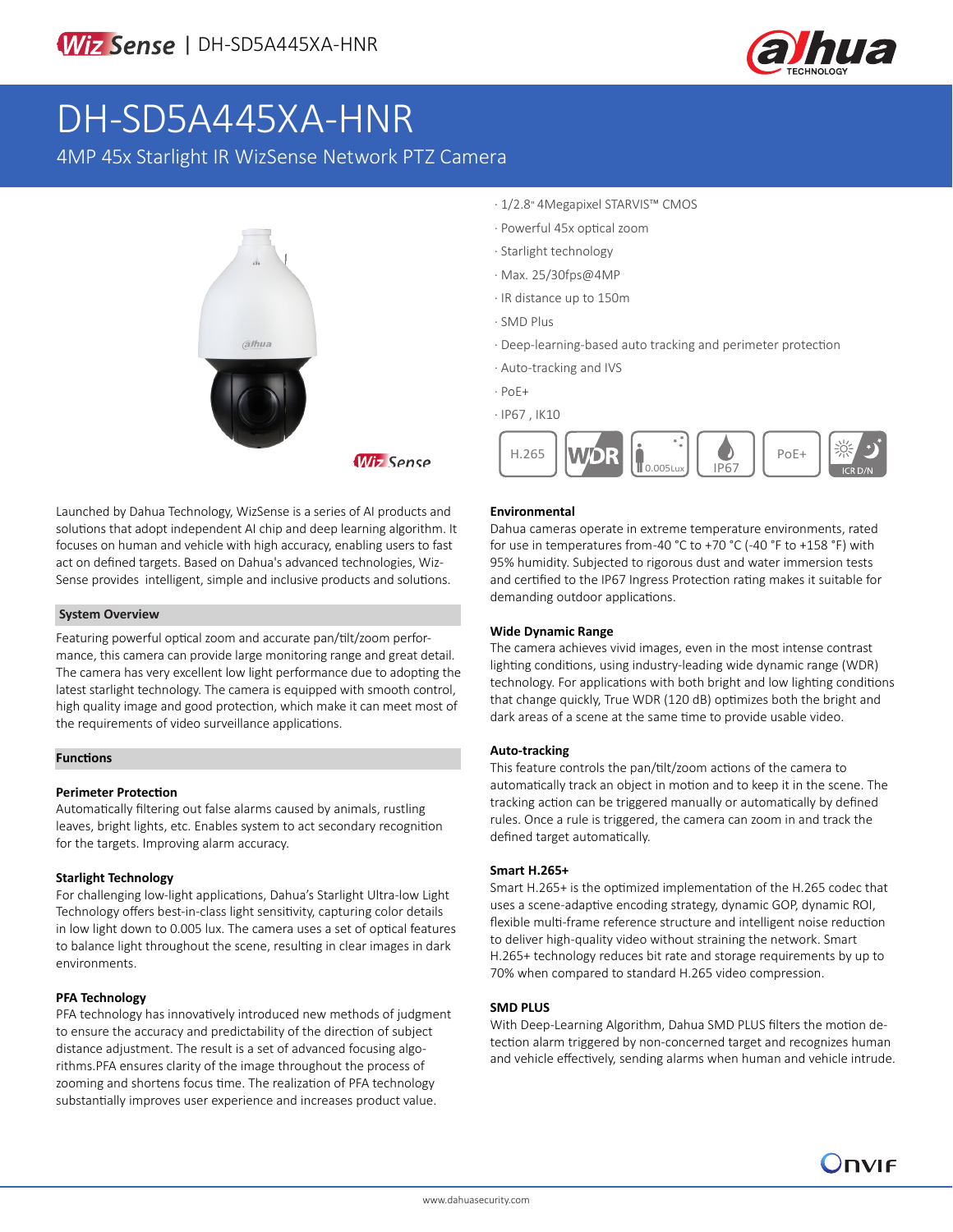# DH-SD5A445XA-HNR

4MP 45x Starlight IR WizSense Network PTZ Camera

- 1/2.8" 4Megapixel STARVIS™ CMOS
- Powerful 45x optical zoom
- Starlight technology
- Max. 25/30fps@4MP
- IR distance up to 150m
- SMD Plus
- Deep-learning-based auto tracking and perimeter protection
- Auto-tracking and IVS
- PoE+
- IP67 , IK10

Launched by Dahua Technology, WizSense is a series of AI products and solutions that adopt independent AI chip and deep learning algorithm. It focuses on human and vehicle with high accuracy, enabling users to fast act on defined targets. Based on Dahua's advanced technologies, WizSense provides intelligent, simple and inclusive products and solutions.

## System Overview

Featuring powerful optical zoom and accurate pan/tilt/zoom performance, this camera can provide large monitoring range and great detail. The camera has very excellent low light performance due to adopting the latest starlight technology. The camera is equipped with smooth control, high quality image and good protection, which make it can meet most of the requirements of video surveillance applications.

## Functions

### Perimeter Protection

Automatically filtering out false alarms caused by animals, rustling leaves, bright lights, etc. Enables system to act secondary recognition for the targets. Improving alarm accuracy.

### Starlight Technology

For challenging low-light applications, Dahua's Starlight Ultra-low Light Technology offers best-in-class light sensitivity, capturing color details in low light down to 0.005 lux. The camera uses a set of optical features to balance light throughout the scene, resulting in clear images in dark environments.

### PFA Technology

PFA technology has innovatively introduced new methods of judgment to ensure the accuracy and predictability of the direction of subject distance adjustment. The result is a set of advanced focusing algorithms.PFA ensures clarity of the image throughout the process of zooming and shortens focus time. The realization of PFA technology substantially improves user experience and increases product value.

### Environmental

Dahua cameras operate in extreme temperature environments, rated for use in temperatures from -40 °C to +70 °C (-40 °F to +158 °F) with 95% humidity. Subjected to rigorous dust and water immersion tests and certified to the IP67 Ingress Protection rating makes it suitable for demanding outdoor applications.

### Wide Dynamic Range

The camera achieves vivid images, even in the most intense contrast lighting conditions, using industry-leading wide dynamic range (WDR) technology. For applications with both bright and low lighting conditions that change quickly, True WDR (120 dB) optimizes both the bright and dark areas of a scene at the same time to provide usable video.

### Auto-tracking

This feature controls the pan/tilt/zoom actions of the camera to automatically track an object in motion and to keep it in the scene. The tracking action can be triggered manually or automatically by defined rules. Once a rule is triggered, the camera can zoom in and track the defined target automatically.

### Smart H.265+

Smart H.265+ is the optimized implementation of the H.265 codec that uses a scene-adaptive encoding strategy, dynamic GOP, dynamic ROI, flexible multi-frame reference structure and intelligent noise reduction to deliver high-quality video without straining the network. Smart H.265+ technology reduces bit rate and storage requirements by up to 70% when compared to standard H.265 video compression.

### SMD PLUS

With Deep-Learning Algorithm, Dahua SMD PLUS filters the motion detection alarm triggered by non-concerned target and recognizes human and vehicle effectively, sending alarms when human and vehicle intrude.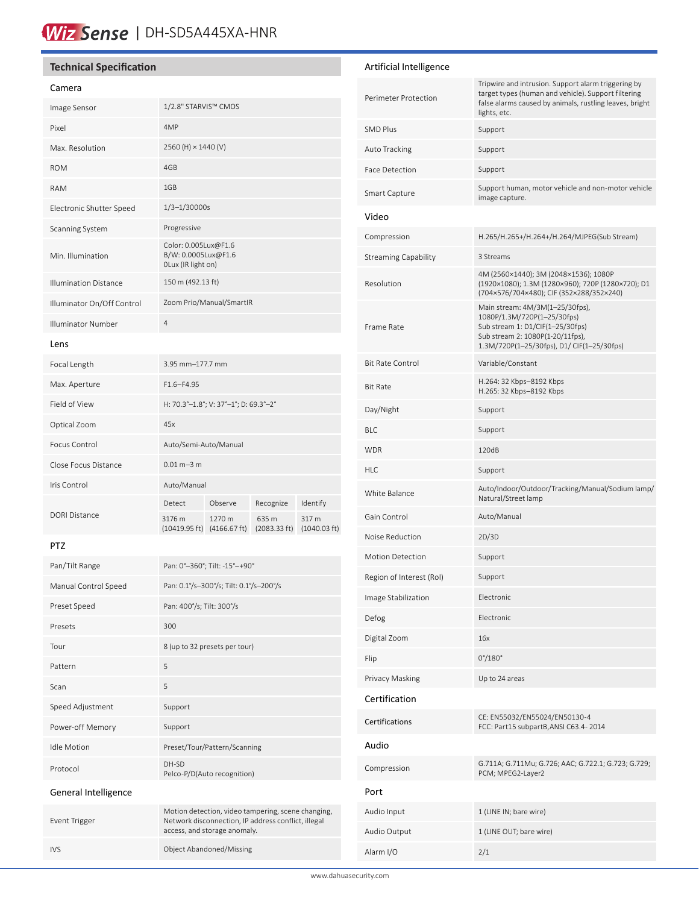# Technical Specification

## Camera

| | |
|---|---|
| Image Sensor | 1/2.8" STARVIS™ CMOS |
| Pixel | 4MP |
| Max. Resolution | 2560 (H) × 1440 (V) |
| ROM | 4GB |
| RAM | 1GB |
| Electronic Shutter Speed | 1/3–1/30000s |
| Scanning System | Progressive |
| Min. Illumination | Color: 0.005Lux@F1.6<br>B/W: 0.0005Lux@F1.6<br>0Lux (IR light on) |
| Illumination Distance | 150 m (492.13 ft) |
| Illuminator On/Off Control | Zoom Prio/Manual/SmartIR |
| Illuminator Number | 4 |

## Lens

| | | | | |
|---|---|---|---|---|
| Focal Length | 3.95 mm–177.7 mm | | | |
| Max. Aperture | F1.6–F4.95 | | | |
| Field of View | H: 70.3°–1.8°; V: 37°–1°; D: 69.3°–2° | | | |
| Optical Zoom | 45x | | | |
| Focus Control | Auto/Semi-Auto/Manual | | | |
| Close Focus Distance | 0.01 m–3 m | | | |
| Iris Control | Auto/Manual | | | |
| DORI Distance | Detect | Observe | Recognize | Identify |
| | 3176 m (10419.95 ft) | 1270 m (4166.67 ft) | 635 m (2083.33 ft) | 317 m (1040.03 ft) |

## PTZ

| | |
|---|---|
| Pan/Tilt Range | Pan: 0°–360°; Tilt: -15°–+90° |
| Manual Control Speed | Pan: 0.1°/s–300°/s; Tilt: 0.1°/s–200°/s |
| Preset Speed | Pan: 400°/s; Tilt: 300°/s |
| Presets | 300 |
| Tour | 8 (up to 32 presets per tour) |
| Pattern | 5 |
| Scan | 5 |
| Speed Adjustment | Support |
| Power-off Memory | Support |
| Idle Motion | Preset/Tour/Pattern/Scanning |
| Protocol | DH-SD<br>Pelco-P/D(Auto recognition) |

## General Intelligence

| | |
|---|---|
| Event Trigger | Motion detection, video tampering, scene changing, Network disconnection, IP address conflict, illegal access, and storage anomaly. |
| IVS | Object Abandoned/Missing |

## Artificial Intelligence

| | |
|---|---|
| Perimeter Protection | Tripwire and intrusion. Support alarm triggering by target types (human and vehicle). Support filtering false alarms caused by animals, rustling leaves, bright lights, etc. |
| SMD Plus | Support |
| Auto Tracking | Support |
| Face Detection | Support |
| Smart Capture | Support human, motor vehicle and non-motor vehicle image capture. |

## Video

| | |
|---|---|
| Compression | H.265/H.265+/H.264+/H.264/MJPEG(Sub Stream) |
| Streaming Capability | 3 Streams |
| Resolution | 4M (2560×1440); 3M (2048×1536); 1080P (1920×1080); 1.3M (1280×960); 720P (1280×720); D1 (704×576/704×480); CIF (352×288/352×240) |
| Frame Rate | Main stream: 4M/3M(1–25/30fps), 1080P/1.3M/720P(1–25/30fps)<br>Sub stream 1: D1/CIF(1–25/30fps)<br>Sub stream 2: 1080P(1-20/11fps), 1.3M/720P(1–25/30fps), D1/ CIF(1–25/30fps) |
| Bit Rate Control | Variable/Constant |
| Bit Rate | H.264: 32 Kbps–8192 Kbps<br>H.265: 32 Kbps–8192 Kbps |
| Day/Night | Support |
| BLC | Support |
| WDR | 120dB |
| HLC | Support |
| White Balance | Auto/Indoor/Outdoor/Tracking/Manual/Sodium lamp/Natural/Street lamp |
| Gain Control | Auto/Manual |
| Noise Reduction | 2D/3D |
| Motion Detection | Support |
| Region of Interest (RoI) | Support |
| Image Stabilization | Electronic |
| Defog | Electronic |
| Digital Zoom | 16x |
| Flip | 0°/180° |
| Privacy Masking | Up to 24 areas |

## Certification

| | |
|---|---|
| Certifications | CE: EN55032/EN55024/EN50130-4<br>FCC: Part15 subpartB,ANSI C63.4- 2014 |

## Audio

| | |
|---|---|
| Compression | G.711A; G.711Mu; G.726; AAC; G.722.1; G.723; G.729; PCM; MPEG2-Layer2 |

## Port

| | |
|---|---|
| Audio Input | 1 (LINE IN; bare wire) |
| Audio Output | 1 (LINE OUT; bare wire) |
| Alarm I/O | 2/1 |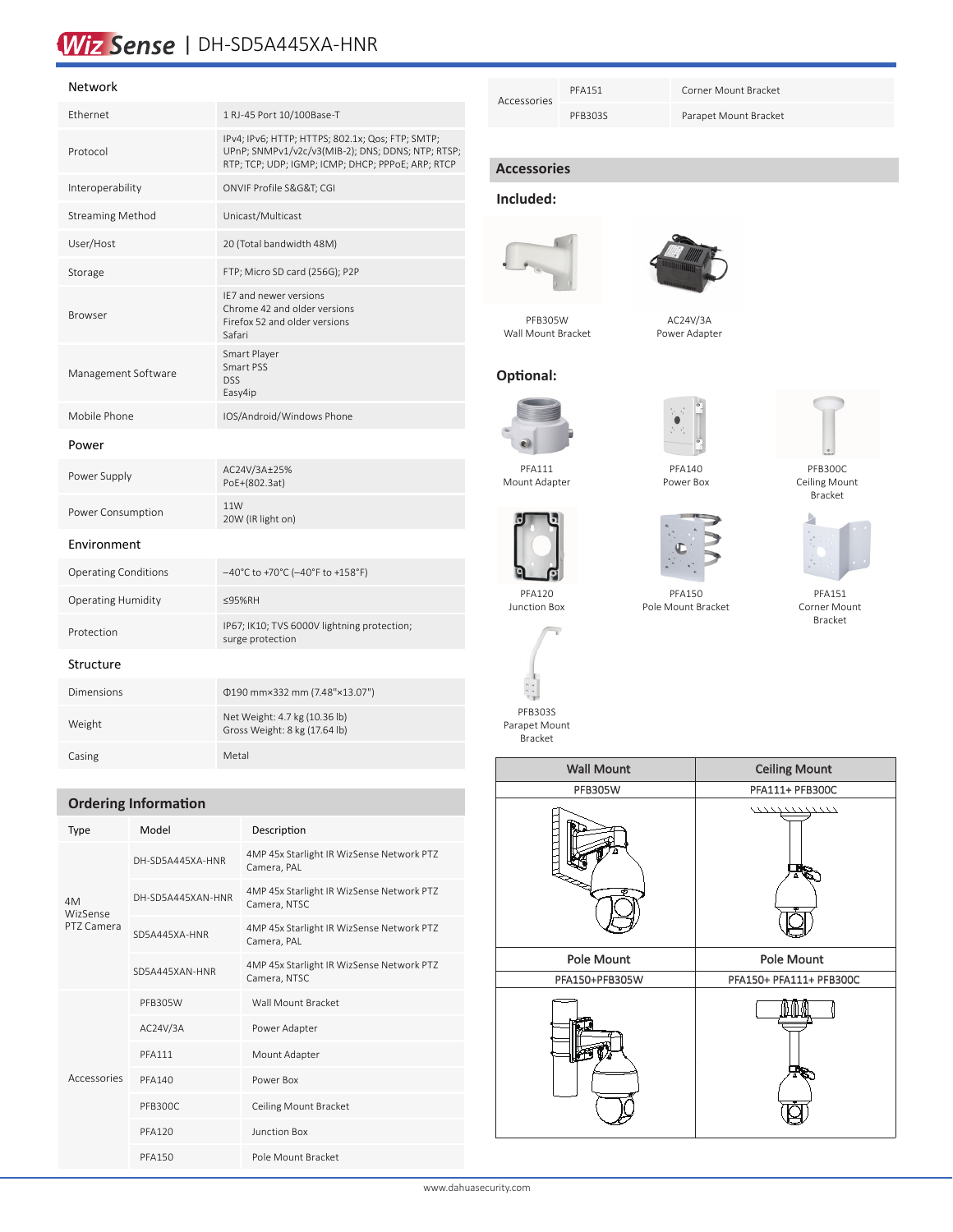## Network

| | |
|---|---|
| Ethernet | 1 RJ-45 Port 10/100Base-T |
| Protocol | IPv4; IPv6; HTTP; HTTPS; 802.1x; Qos; FTP; SMTP; UPnP; SNMPv1/v2c/v3(MIB-2); DNS; DDNS; NTP; RTSP; RTP; TCP; UDP; IGMP; ICMP; DHCP; PPPoE; ARP; RTCP |
| Interoperability | ONVIF Profile S&G&T; CGI |
| Streaming Method | Unicast/Multicast |
| User/Host | 20 (Total bandwidth 48M) |
| Storage | FTP; Micro SD card (256G); P2P |
| Browser | IE7 and newer versions<br>Chrome 42 and older versions<br>Firefox 52 and older versions<br>Safari |
| Management Software | Smart Player<br>Smart PSS<br>DSS<br>Easy4ip |
| Mobile Phone | IOS/Android/Windows Phone |

## Power

| | |
|---|---|
| Power Supply | AC24V/3A±25%<br>PoE+(802.3at) |
| Power Consumption | 11W<br>20W (IR light on) |

## Environment

| | |
|---|---|
| Operating Conditions | –40°C to +70°C (–40°F to +158°F) |
| Operating Humidity | ≤95%RH |
| Protection | IP67; IK10; TVS 6000V lightning protection; surge protection |

## Structure

| | |
|---|---|
| Dimensions | Φ190 mm×332 mm (7.48"×13.07") |
| Weight | Net Weight: 4.7 kg (10.36 lb)<br>Gross Weight: 8 kg (17.64 lb) |
| Casing | Metal |

## Ordering Information

| Type | Model | Description |
|---|---|---|
| 4M WizSense PTZ Camera | DH-SD5A445XA-HNR | 4MP 45x Starlight IR WizSense Network PTZ Camera, PAL |
| | DH-SD5A445XAN-HNR | 4MP 45x Starlight IR WizSense Network PTZ Camera, NTSC |
| | SD5A445XA-HNR | 4MP 45x Starlight IR WizSense Network PTZ Camera, PAL |
| | SD5A445XAN-HNR | 4MP 45x Starlight IR WizSense Network PTZ Camera, NTSC |
| Accessories | PFB305W | Wall Mount Bracket |
| | AC24V/3A | Power Adapter |
| | PFA111 | Mount Adapter |
| | PFA140 | Power Box |
| | PFB300C | Ceiling Mount Bracket |
| | PFA120 | Junction Box |
| | PFA150 | Pole Mount Bracket |
| | PFA151 | Corner Mount Bracket |
| | PFB303S | Parapet Mount Bracket |

## Accessories

### Included:

PFB305W
Wall Mount Bracket

AC24V/3A
Power Adapter

### Optional:

PFA111
Mount Adapter

PFA140
Power Box

PFB300C
Ceiling Mount Bracket

PFA120
Junction Box

PFA150
Pole Mount Bracket

PFA151
Corner Mount Bracket

PFB303S
Parapet Mount Bracket

| Wall Mount | Ceiling Mount |
|---|---|
| PFB305W | PFA111+ PFB300C |

| Pole Mount | Pole Mount |
|---|---|
| PFA150+PFB305W | PFA150+ PFA111+ PFB300C |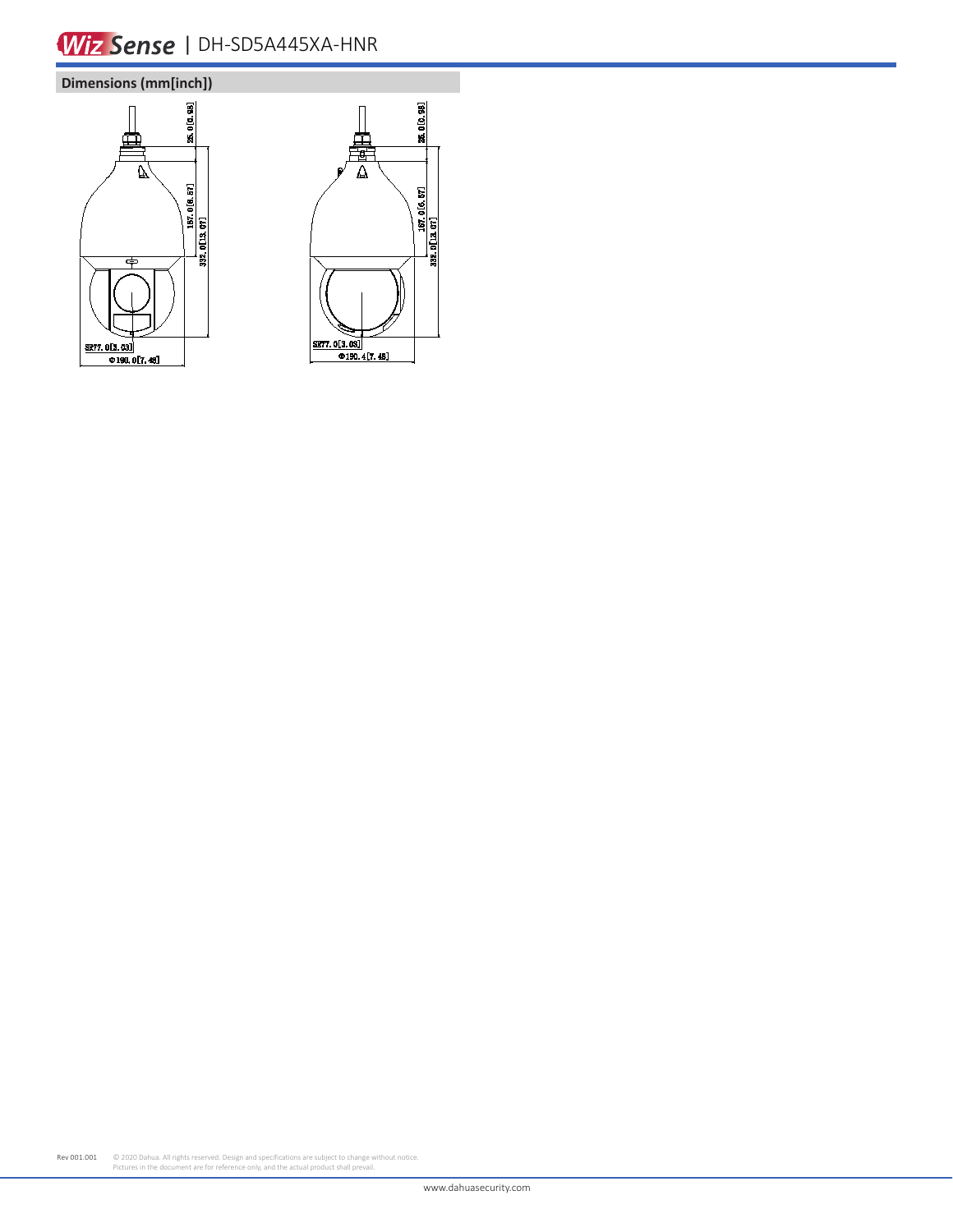## Dimensions (mm[inch])

25.0[0.98]
167.0[6.57]
332.0[13.07]
SR77.0[3.03]
Φ190.0[7.48]

25.0[0.98]
167.0[6.57]
332.0[13.07]
SR77.0[3.03]
Φ190.4[7.48]

Rev 001.001 © 2020 Dahua. All rights reserved. Design and specifications are subject to change without notice.
Pictures in the document are for reference only, and the actual product shall prevail.

www.dahuasecurity.com